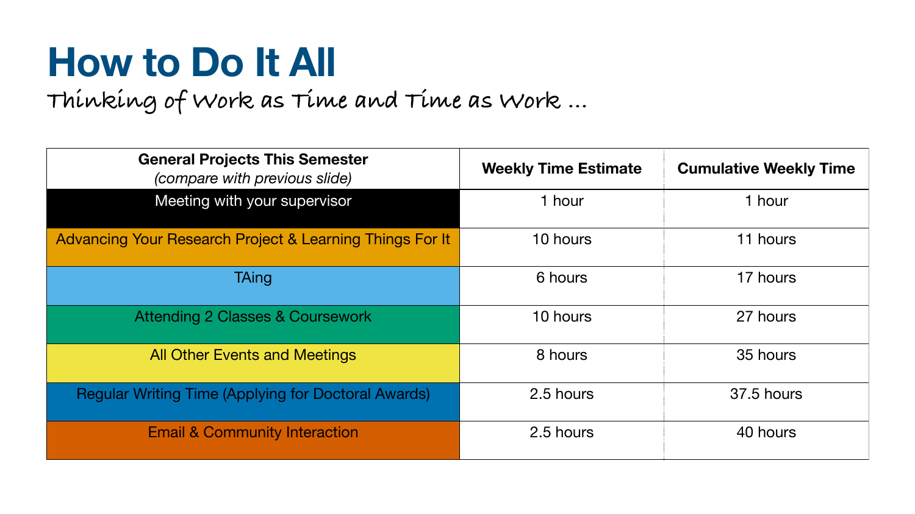# How to Do It All

## Thinking of Work as Time and Time as Work …

| **General Projects This Semester** *(compare with previous slide)* | **Weekly Time Estimate** | **Cumulative Weekly Time** |
|---|---|---|
| Meeting with your supervisor | 1 hour | 1 hour |
| Advancing Your Research Project & Learning Things For It | 10 hours | 11 hours |
| TAing | 6 hours | 17 hours |
| Attending 2 Classes & Coursework | 10 hours | 27 hours |
| All Other Events and Meetings | 8 hours | 35 hours |
| Regular Writing Time (Applying for Doctoral Awards) | 2.5 hours | 37.5 hours |
| Email & Community Interaction | 2.5 hours | 40 hours |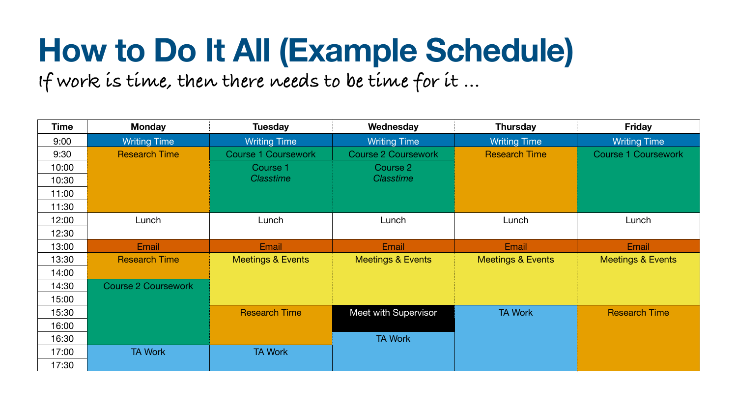# How to Do It All (Example Schedule)

If work is time, then there needs to be time for it ...

| Time | Monday | Tuesday | Wednesday | Thursday | Friday |
|---|---|---|---|---|---|
| 9:00 | Writing Time | Writing Time | Writing Time | Writing Time | Writing Time |
| 9:30 | Research Time | Course 1 Coursework | Course 2 Coursework | Research Time | Course 1 Coursework |
| 10:00 | | Course 1 *Classtime* | Course 2 *Classtime* | | |
| 10:30 | | | | | |
| 11:00 | | | | | |
| 11:30 | | | | | |
| 12:00 | Lunch | Lunch | Lunch | Lunch | Lunch |
| 12:30 | | | | | |
| 13:00 | Email | Email | Email | Email | Email |
| 13:30 | Research Time | Meetings & Events | Meetings & Events | Meetings & Events | Meetings & Events |
| 14:00 | | | | | |
| 14:30 | Course 2 Coursework | | | | |
| 15:00 | | | | | |
| 15:30 | | Research Time | Meet with Supervisor | TA Work | Research Time |
| 16:00 | | | | | |
| 16:30 | | | TA Work | | |
| 17:00 | TA Work | TA Work | | | |
| 17:30 | | | | | |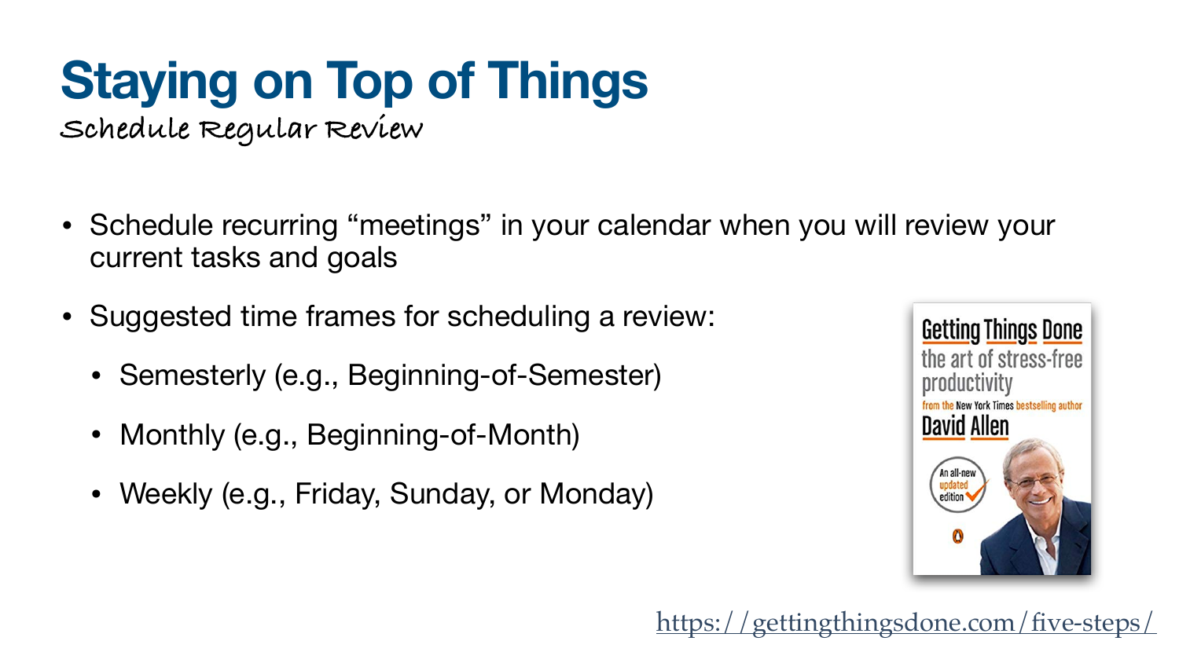# Staying on Top of Things

## Schedule Regular Review

- Schedule recurring "meetings" in your calendar when you will review your current tasks and goals
- Suggested time frames for scheduling a review:
  - Semesterly (e.g., Beginning-of-Semester)
  - Monthly (e.g., Beginning-of-Month)
  - Weekly (e.g., Friday, Sunday, or Monday)

https://gettingthingsdone.com/five-steps/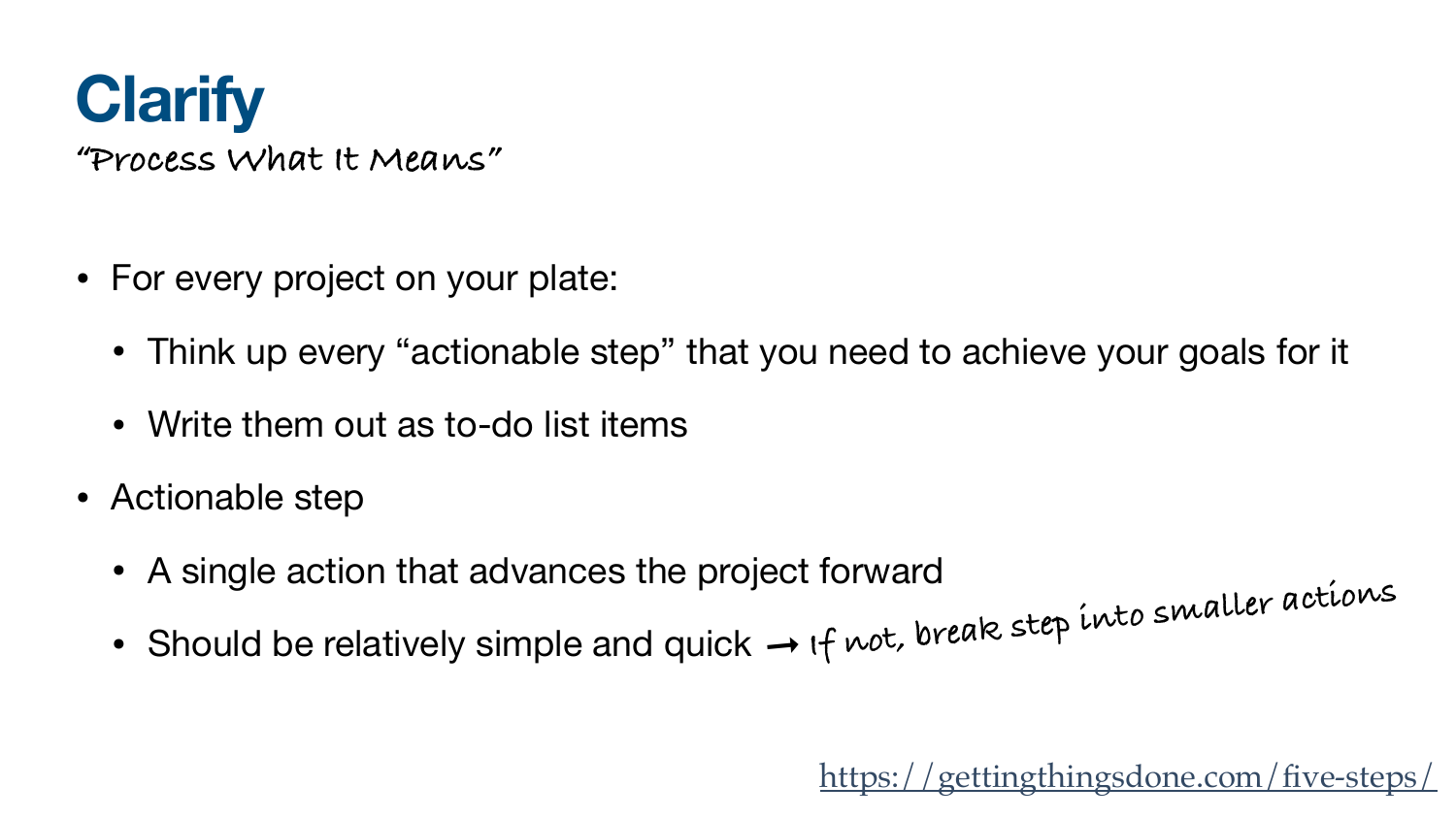# Clarify

"Process What It Means"

- For every project on your plate:
  - Think up every "actionable step" that you need to achieve your goals for it
  - Write them out as to-do list items
- Actionable step
  - A single action that advances the project forward
  - Should be relatively simple and quick → If not, break step into smaller actions

https://gettingthingsdone.com/five-steps/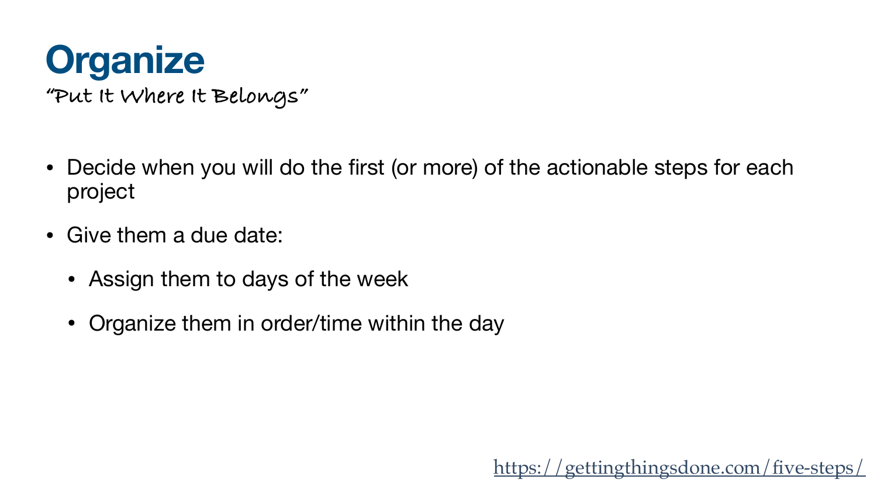# Organize

*"Put It Where It Belongs"*

- Decide when you will do the first (or more) of the actionable steps for each project
- Give them a due date:
  - Assign them to days of the week
  - Organize them in order/time within the day

https://gettingthingsdone.com/five-steps/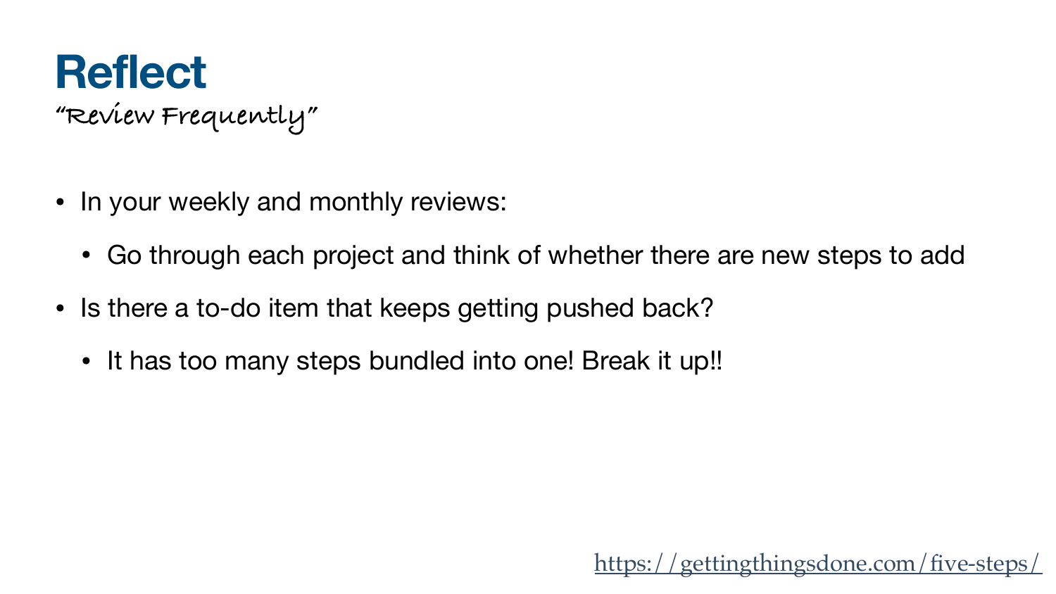# Reflect

*"Review Frequently"*

- In your weekly and monthly reviews:
  - Go through each project and think of whether there are new steps to add
- Is there a to-do item that keeps getting pushed back?
  - It has too many steps bundled into one! Break it up!!

https://gettingthingsdone.com/five-steps/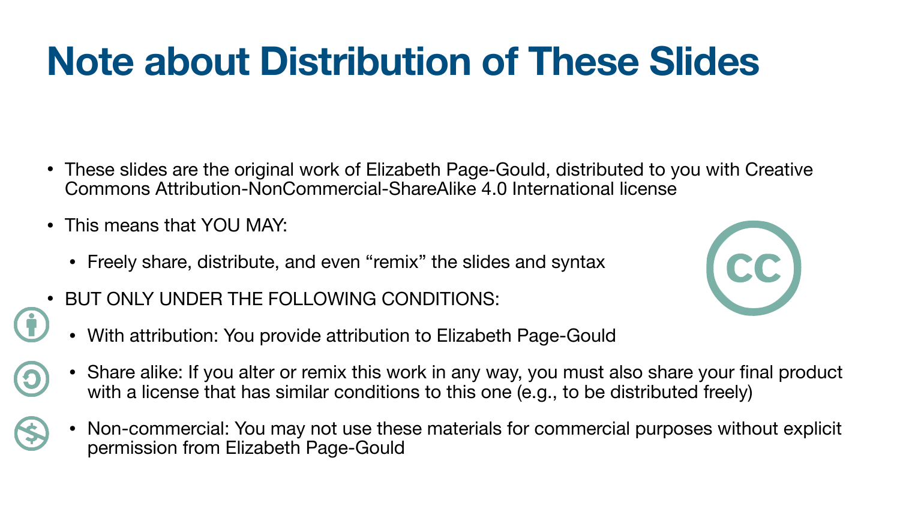# Note about Distribution of These Slides

- These slides are the original work of Elizabeth Page-Gould, distributed to you with Creative Commons Attribution-NonCommercial-ShareAlike 4.0 International license
- This means that YOU MAY:
  - Freely share, distribute, and even “remix” the slides and syntax
- BUT ONLY UNDER THE FOLLOWING CONDITIONS:
  - With attribution: You provide attribution to Elizabeth Page-Gould
  - Share alike: If you alter or remix this work in any way, you must also share your final product with a license that has similar conditions to this one (e.g., to be distributed freely)
  - Non-commercial: You may not use these materials for commercial purposes without explicit permission from Elizabeth Page-Gould